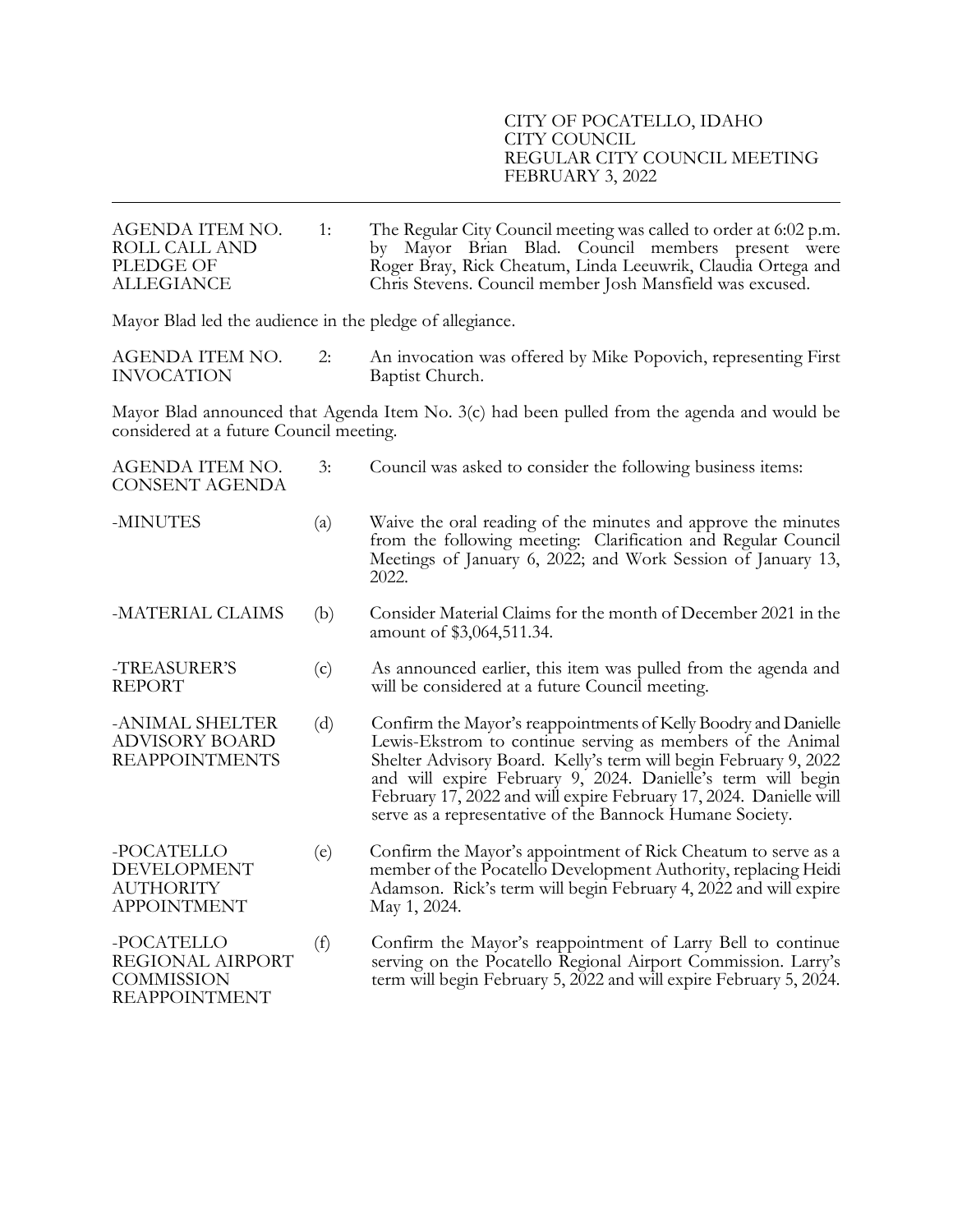CITY OF POCATELLO, IDAHO
CITY COUNCIL
REGULAR CITY COUNCIL MEETING
FEBRUARY 3, 2022

---

**AGENDA ITEM NO. 1: ROLL CALL AND PLEDGE OF ALLEGIANCE**

The Regular City Council meeting was called to order at 6:02 p.m. by Mayor Brian Blad. Council members present were Roger Bray, Rick Cheatum, Linda Leeuwrik, Claudia Ortega and Chris Stevens. Council member Josh Mansfield was excused.

Mayor Blad led the audience in the pledge of allegiance.

**AGENDA ITEM NO. 2: INVOCATION**

An invocation was offered by Mike Popovich, representing First Baptist Church.

Mayor Blad announced that Agenda Item No. 3(c) had been pulled from the agenda and would be considered at a future Council meeting.

**AGENDA ITEM NO. 3: CONSENT AGENDA**

Council was asked to consider the following business items:

-MINUTES (a) Waive the oral reading of the minutes and approve the minutes from the following meeting: Clarification and Regular Council Meetings of January 6, 2022; and Work Session of January 13, 2022.

-MATERIAL CLAIMS (b) Consider Material Claims for the month of December 2021 in the amount of $3,064,511.34.

-TREASURER'S REPORT (c) As announced earlier, this item was pulled from the agenda and will be considered at a future Council meeting.

-ANIMAL SHELTER ADVISORY BOARD REAPPOINTMENTS (d) Confirm the Mayor's reappointments of Kelly Boodry and Danielle Lewis-Ekstrom to continue serving as members of the Animal Shelter Advisory Board. Kelly's term will begin February 9, 2022 and will expire February 9, 2024. Danielle's term will begin February 17, 2022 and will expire February 17, 2024. Danielle will serve as a representative of the Bannock Humane Society.

-POCATELLO DEVELOPMENT AUTHORITY APPOINTMENT (e) Confirm the Mayor's appointment of Rick Cheatum to serve as a member of the Pocatello Development Authority, replacing Heidi Adamson. Rick's term will begin February 4, 2022 and will expire May 1, 2024.

-POCATELLO REGIONAL AIRPORT COMMISSION REAPPOINTMENT (f) Confirm the Mayor's reappointment of Larry Bell to continue serving on the Pocatello Regional Airport Commission. Larry's term will begin February 5, 2022 and will expire February 5, 2024.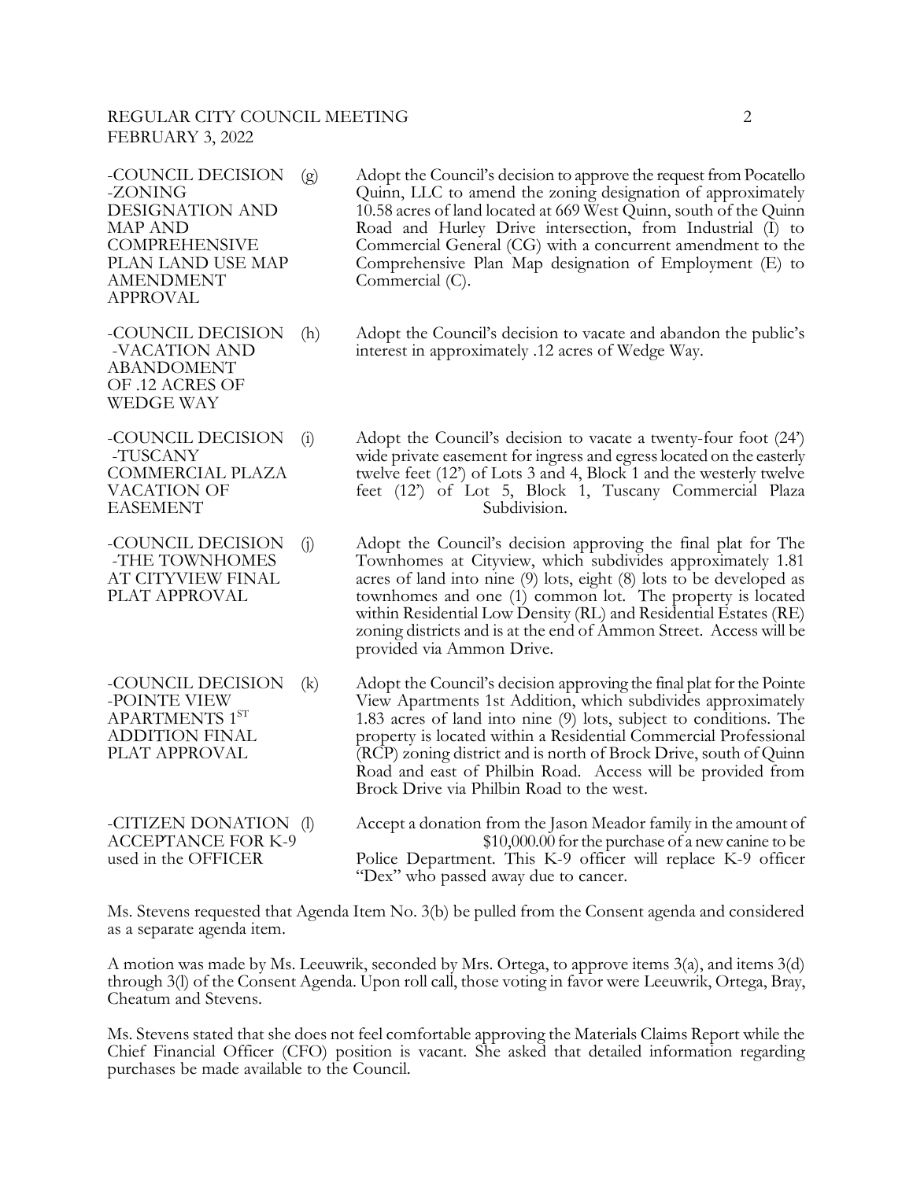-COUNCIL DECISION -ZONING DESIGNATION AND MAP AND COMPREHENSIVE PLAN LAND USE MAP AMENDMENT APPROVAL

(g) Adopt the Council's decision to approve the request from Pocatello Quinn, LLC to amend the zoning designation of approximately 10.58 acres of land located at 669 West Quinn, south of the Quinn Road and Hurley Drive intersection, from Industrial (I) to Commercial General (CG) with a concurrent amendment to the Comprehensive Plan Map designation of Employment (E) to Commercial (C).

-COUNCIL DECISION -VACATION AND ABANDOMENT OF .12 ACRES OF WEDGE WAY

(h) Adopt the Council's decision to vacate and abandon the public's interest in approximately .12 acres of Wedge Way.

-COUNCIL DECISION -TUSCANY COMMERCIAL PLAZA VACATION OF EASEMENT

(i) Adopt the Council's decision to vacate a twenty-four foot (24') wide private easement for ingress and egress located on the easterly twelve feet (12') of Lots 3 and 4, Block 1 and the westerly twelve feet (12') of Lot 5, Block 1, Tuscany Commercial Plaza Subdivision.

-COUNCIL DECISION -THE TOWNHOMES AT CITYVIEW FINAL PLAT APPROVAL

(j) Adopt the Council's decision approving the final plat for The Townhomes at Cityview, which subdivides approximately 1.81 acres of land into nine (9) lots, eight (8) lots to be developed as townhomes and one (1) common lot. The property is located within Residential Low Density (RL) and Residential Estates (RE) zoning districts and is at the end of Ammon Street. Access will be provided via Ammon Drive.

-COUNCIL DECISION -POINTE VIEW APARTMENTS 1ST ADDITION FINAL PLAT APPROVAL

(k) Adopt the Council's decision approving the final plat for the Pointe View Apartments 1st Addition, which subdivides approximately 1.83 acres of land into nine (9) lots, subject to conditions. The property is located within a Residential Commercial Professional (RCP) zoning district and is north of Brock Drive, south of Quinn Road and east of Philbin Road. Access will be provided from Brock Drive via Philbin Road to the west.

-CITIZEN DONATION ACCEPTANCE FOR K-9 OFFICER

(l) Accept a donation from the Jason Meador family in the amount of $10,000.00 for the purchase of a new canine to be used in the Police Department. This K-9 officer will replace K-9 officer "Dex" who passed away due to cancer.

Ms. Stevens requested that Agenda Item No. 3(b) be pulled from the Consent agenda and considered as a separate agenda item.

A motion was made by Ms. Leeuwrik, seconded by Mrs. Ortega, to approve items 3(a), and items 3(d) through 3(l) of the Consent Agenda. Upon roll call, those voting in favor were Leeuwrik, Ortega, Bray, Cheatum and Stevens.

Ms. Stevens stated that she does not feel comfortable approving the Materials Claims Report while the Chief Financial Officer (CFO) position is vacant. She asked that detailed information regarding purchases be made available to the Council.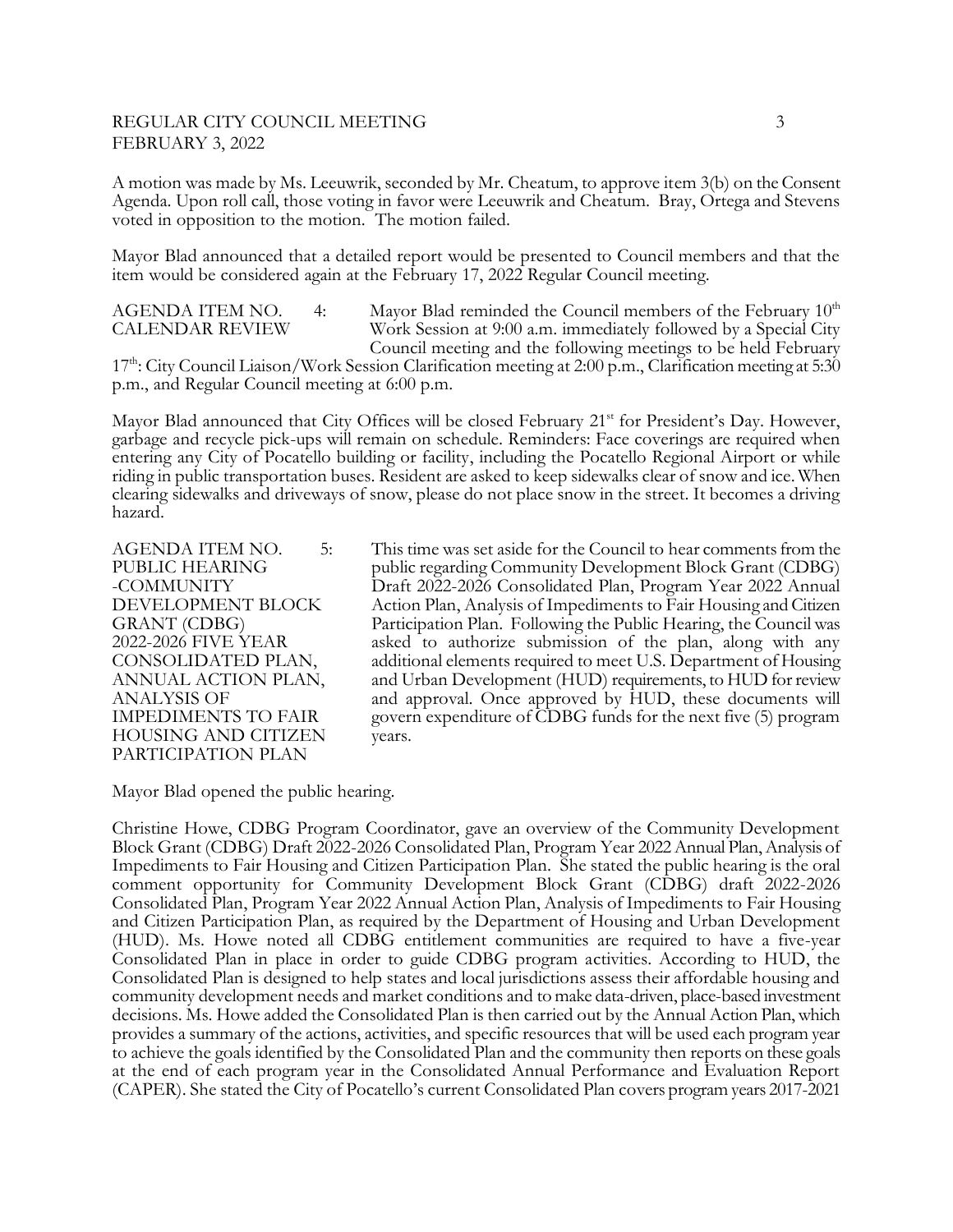A motion was made by Ms. Leeuwrik, seconded by Mr. Cheatum, to approve item 3(b) on the Consent Agenda. Upon roll call, those voting in favor were Leeuwrik and Cheatum. Bray, Ortega and Stevens voted in opposition to the motion. The motion failed.

Mayor Blad announced that a detailed report would be presented to Council members and that the item would be considered again at the February 17, 2022 Regular Council meeting.

**AGENDA ITEM NO. 4: CALENDAR REVIEW**

Mayor Blad reminded the Council members of the February 10th Work Session at 9:00 a.m. immediately followed by a Special City Council meeting and the following meetings to be held February 17th: City Council Liaison/Work Session Clarification meeting at 2:00 p.m., Clarification meeting at 5:30 p.m., and Regular Council meeting at 6:00 p.m.

Mayor Blad announced that City Offices will be closed February 21st for President's Day. However, garbage and recycle pick-ups will remain on schedule. Reminders: Face coverings are required when entering any City of Pocatello building or facility, including the Pocatello Regional Airport or while riding in public transportation buses. Resident are asked to keep sidewalks clear of snow and ice. When clearing sidewalks and driveways of snow, please do not place snow in the street. It becomes a driving hazard.

**AGENDA ITEM NO. 5: PUBLIC HEARING -COMMUNITY DEVELOPMENT BLOCK GRANT (CDBG) 2022-2026 FIVE YEAR CONSOLIDATED PLAN, ANNUAL ACTION PLAN, ANALYSIS OF IMPEDIMENTS TO FAIR HOUSING AND CITIZEN PARTICIPATION PLAN**

This time was set aside for the Council to hear comments from the public regarding Community Development Block Grant (CDBG) Draft 2022-2026 Consolidated Plan, Program Year 2022 Annual Action Plan, Analysis of Impediments to Fair Housing and Citizen Participation Plan. Following the Public Hearing, the Council was asked to authorize submission of the plan, along with any additional elements required to meet U.S. Department of Housing and Urban Development (HUD) requirements, to HUD for review and approval. Once approved by HUD, these documents will govern expenditure of CDBG funds for the next five (5) program years.

Mayor Blad opened the public hearing.

Christine Howe, CDBG Program Coordinator, gave an overview of the Community Development Block Grant (CDBG) Draft 2022-2026 Consolidated Plan, Program Year 2022 Annual Plan, Analysis of Impediments to Fair Housing and Citizen Participation Plan. She stated the public hearing is the oral comment opportunity for Community Development Block Grant (CDBG) draft 2022-2026 Consolidated Plan, Program Year 2022 Annual Action Plan, Analysis of Impediments to Fair Housing and Citizen Participation Plan, as required by the Department of Housing and Urban Development (HUD). Ms. Howe noted all CDBG entitlement communities are required to have a five-year Consolidated Plan in place in order to guide CDBG program activities. According to HUD, the Consolidated Plan is designed to help states and local jurisdictions assess their affordable housing and community development needs and market conditions and to make data-driven, place-based investment decisions. Ms. Howe added the Consolidated Plan is then carried out by the Annual Action Plan, which provides a summary of the actions, activities, and specific resources that will be used each program year to achieve the goals identified by the Consolidated Plan and the community then reports on these goals at the end of each program year in the Consolidated Annual Performance and Evaluation Report (CAPER). She stated the City of Pocatello's current Consolidated Plan covers program years 2017-2021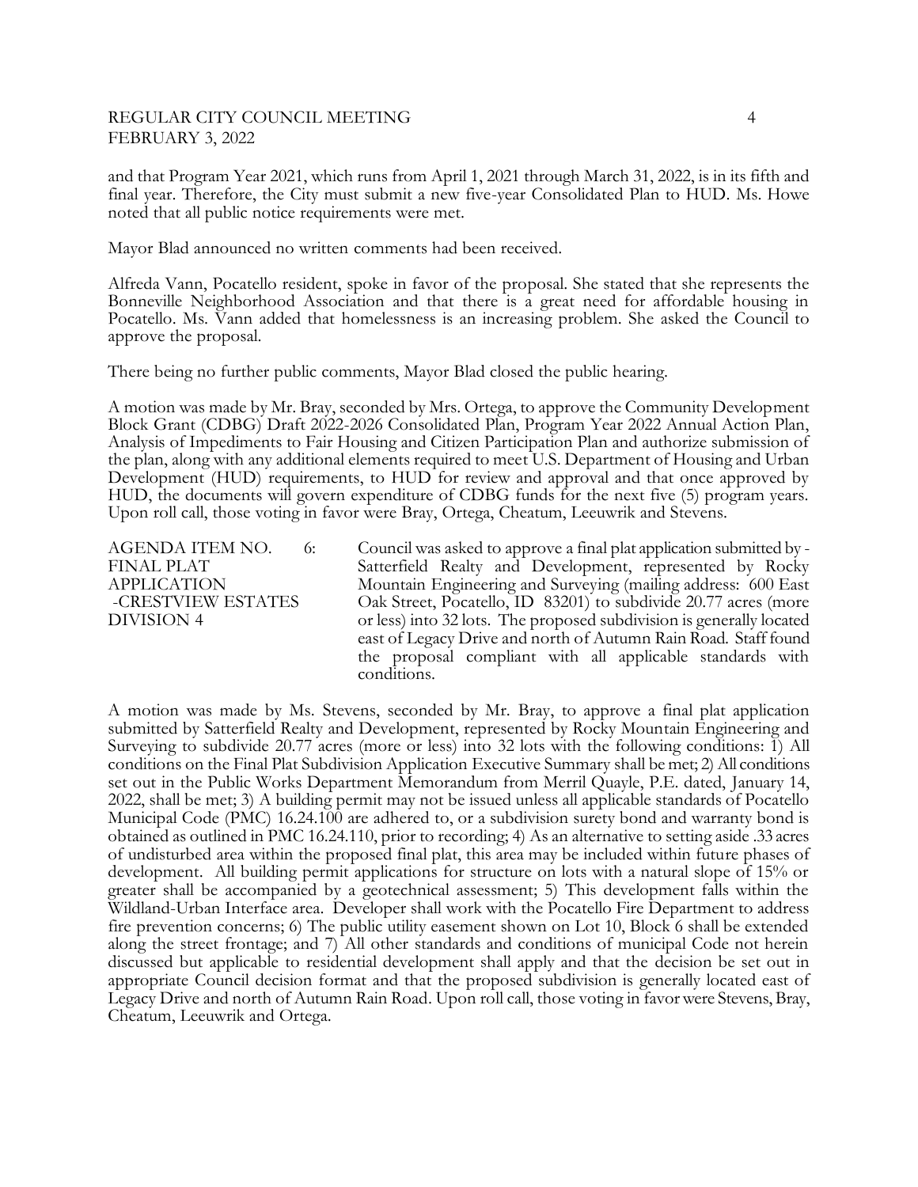and that Program Year 2021, which runs from April 1, 2021 through March 31, 2022, is in its fifth and final year. Therefore, the City must submit a new five-year Consolidated Plan to HUD. Ms. Howe noted that all public notice requirements were met.

Mayor Blad announced no written comments had been received.

Alfreda Vann, Pocatello resident, spoke in favor of the proposal. She stated that she represents the Bonneville Neighborhood Association and that there is a great need for affordable housing in Pocatello. Ms. Vann added that homelessness is an increasing problem. She asked the Council to approve the proposal.

There being no further public comments, Mayor Blad closed the public hearing.

A motion was made by Mr. Bray, seconded by Mrs. Ortega, to approve the Community Development Block Grant (CDBG) Draft 2022-2026 Consolidated Plan, Program Year 2022 Annual Action Plan, Analysis of Impediments to Fair Housing and Citizen Participation Plan and authorize submission of the plan, along with any additional elements required to meet U.S. Department of Housing and Urban Development (HUD) requirements, to HUD for review and approval and that once approved by HUD, the documents will govern expenditure of CDBG funds for the next five (5) program years. Upon roll call, those voting in favor were Bray, Ortega, Cheatum, Leeuwrik and Stevens.

**AGENDA ITEM NO. 6: FINAL PLAT APPLICATION -CRESTVIEW ESTATES DIVISION 4**

Council was asked to approve a final plat application submitted by - Satterfield Realty and Development, represented by Rocky Mountain Engineering and Surveying (mailing address: 600 East Oak Street, Pocatello, ID 83201) to subdivide 20.77 acres (more or less) into 32 lots. The proposed subdivision is generally located east of Legacy Drive and north of Autumn Rain Road. Staff found the proposal compliant with all applicable standards with conditions.

A motion was made by Ms. Stevens, seconded by Mr. Bray, to approve a final plat application submitted by Satterfield Realty and Development, represented by Rocky Mountain Engineering and Surveying to subdivide 20.77 acres (more or less) into 32 lots with the following conditions: 1) All conditions on the Final Plat Subdivision Application Executive Summary shall be met; 2) All conditions set out in the Public Works Department Memorandum from Merril Quayle, P.E. dated, January 14, 2022, shall be met; 3) A building permit may not be issued unless all applicable standards of Pocatello Municipal Code (PMC) 16.24.100 are adhered to, or a subdivision surety bond and warranty bond is obtained as outlined in PMC 16.24.110, prior to recording; 4) As an alternative to setting aside .33 acres of undisturbed area within the proposed final plat, this area may be included within future phases of development. All building permit applications for structure on lots with a natural slope of 15% or greater shall be accompanied by a geotechnical assessment; 5) This development falls within the Wildland-Urban Interface area. Developer shall work with the Pocatello Fire Department to address fire prevention concerns; 6) The public utility easement shown on Lot 10, Block 6 shall be extended along the street frontage; and 7) All other standards and conditions of municipal Code not herein discussed but applicable to residential development shall apply and that the decision be set out in appropriate Council decision format and that the proposed subdivision is generally located east of Legacy Drive and north of Autumn Rain Road. Upon roll call, those voting in favor were Stevens, Bray, Cheatum, Leeuwrik and Ortega.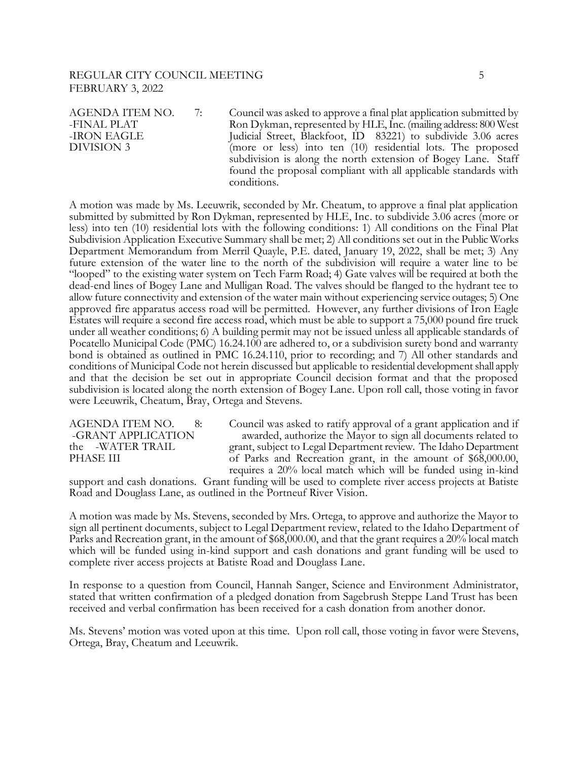AGENDA ITEM NO. 7: -FINAL PLAT -IRON EAGLE DIVISION 3

Council was asked to approve a final plat application submitted by Ron Dykman, represented by HLE, Inc. (mailing address: 800 West Judicial Street, Blackfoot, ID 83221) to subdivide 3.06 acres (more or less) into ten (10) residential lots. The proposed subdivision is along the north extension of Bogey Lane. Staff found the proposal compliant with all applicable standards with conditions.

A motion was made by Ms. Leeuwrik, seconded by Mr. Cheatum, to approve a final plat application submitted by submitted by Ron Dykman, represented by HLE, Inc. to subdivide 3.06 acres (more or less) into ten (10) residential lots with the following conditions: 1) All conditions on the Final Plat Subdivision Application Executive Summary shall be met; 2) All conditions set out in the Public Works Department Memorandum from Merril Quayle, P.E. dated, January 19, 2022, shall be met; 3) Any future extension of the water line to the north of the subdivision will require a water line to be "looped" to the existing water system on Tech Farm Road; 4) Gate valves will be required at both the dead-end lines of Bogey Lane and Mulligan Road. The valves should be flanged to the hydrant tee to allow future connectivity and extension of the water main without experiencing service outages; 5) One approved fire apparatus access road will be permitted. However, any further divisions of Iron Eagle Estates will require a second fire access road, which must be able to support a 75,000 pound fire truck under all weather conditions; 6) A building permit may not be issued unless all applicable standards of Pocatello Municipal Code (PMC) 16.24.100 are adhered to, or a subdivision surety bond and warranty bond is obtained as outlined in PMC 16.24.110, prior to recording; and 7) All other standards and conditions of Municipal Code not herein discussed but applicable to residential development shall apply and that the decision be set out in appropriate Council decision format and that the proposed subdivision is located along the north extension of Bogey Lane. Upon roll call, those voting in favor were Leeuwrik, Cheatum, Bray, Ortega and Stevens.

AGENDA ITEM NO. 8: -GRANT APPLICATION -WATER TRAIL PHASE III

Council was asked to ratify approval of a grant application and if awarded, authorize the Mayor to sign all documents related to the grant, subject to Legal Department review. The Idaho Department of Parks and Recreation grant, in the amount of $68,000.00, requires a 20% local match which will be funded using in-kind support and cash donations. Grant funding will be used to complete river access projects at Batiste Road and Douglass Lane, as outlined in the Portneuf River Vision.

A motion was made by Ms. Stevens, seconded by Mrs. Ortega, to approve and authorize the Mayor to sign all pertinent documents, subject to Legal Department review, related to the Idaho Department of Parks and Recreation grant, in the amount of $68,000.00, and that the grant requires a 20% local match which will be funded using in-kind support and cash donations and grant funding will be used to complete river access projects at Batiste Road and Douglass Lane.

In response to a question from Council, Hannah Sanger, Science and Environment Administrator, stated that written confirmation of a pledged donation from Sagebrush Steppe Land Trust has been received and verbal confirmation has been received for a cash donation from another donor.

Ms. Stevens' motion was voted upon at this time. Upon roll call, those voting in favor were Stevens, Ortega, Bray, Cheatum and Leeuwrik.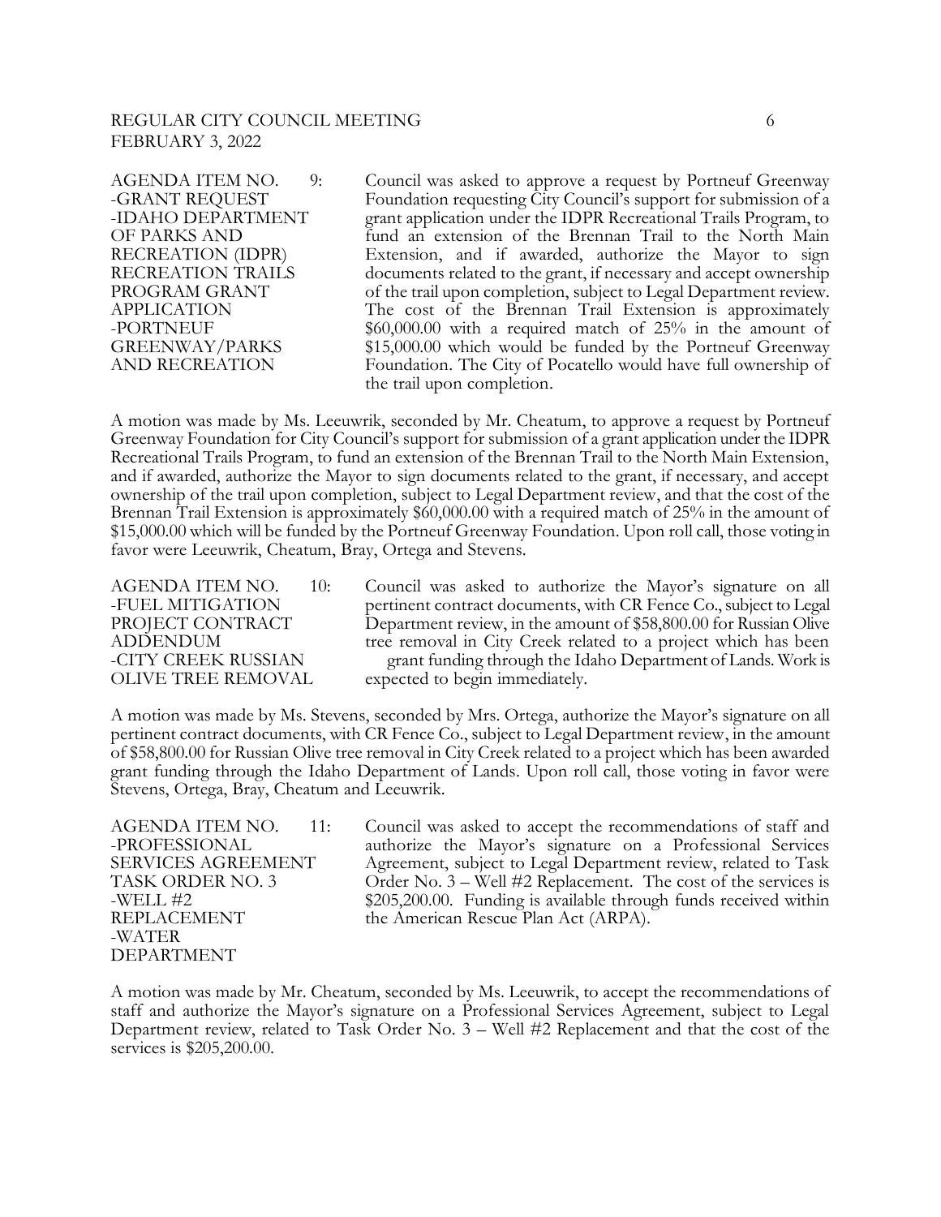AGENDA ITEM NO. 9:
-GRANT REQUEST
-IDAHO DEPARTMENT OF PARKS AND RECREATION (IDPR) RECREATION TRAILS PROGRAM GRANT APPLICATION
-PORTNEUF GREENWAY/PARKS AND RECREATION

Council was asked to approve a request by Portneuf Greenway Foundation requesting City Council's support for submission of a grant application under the IDPR Recreational Trails Program, to fund an extension of the Brennan Trail to the North Main Extension, and if awarded, authorize the Mayor to sign documents related to the grant, if necessary and accept ownership of the trail upon completion, subject to Legal Department review. The cost of the Brennan Trail Extension is approximately $60,000.00 with a required match of 25% in the amount of $15,000.00 which would be funded by the Portneuf Greenway Foundation. The City of Pocatello would have full ownership of the trail upon completion.

A motion was made by Ms. Leeuwrik, seconded by Mr. Cheatum, to approve a request by Portneuf Greenway Foundation for City Council's support for submission of a grant application under the IDPR Recreational Trails Program, to fund an extension of the Brennan Trail to the North Main Extension, and if awarded, authorize the Mayor to sign documents related to the grant, if necessary, and accept ownership of the trail upon completion, subject to Legal Department review, and that the cost of the Brennan Trail Extension is approximately $60,000.00 with a required match of 25% in the amount of $15,000.00 which will be funded by the Portneuf Greenway Foundation. Upon roll call, those voting in favor were Leeuwrik, Cheatum, Bray, Ortega and Stevens.

AGENDA ITEM NO. 10:
-FUEL MITIGATION PROJECT CONTRACT ADDENDUM
-CITY CREEK RUSSIAN OLIVE TREE REMOVAL

Council was asked to authorize the Mayor's signature on all pertinent contract documents, with CR Fence Co., subject to Legal Department review, in the amount of $58,800.00 for Russian Olive tree removal in City Creek related to a project which has been grant funding through the Idaho Department of Lands. Work is expected to begin immediately.

A motion was made by Ms. Stevens, seconded by Mrs. Ortega, authorize the Mayor's signature on all pertinent contract documents, with CR Fence Co., subject to Legal Department review, in the amount of $58,800.00 for Russian Olive tree removal in City Creek related to a project which has been awarded grant funding through the Idaho Department of Lands. Upon roll call, those voting in favor were Stevens, Ortega, Bray, Cheatum and Leeuwrik.

AGENDA ITEM NO. 11:
-PROFESSIONAL SERVICES AGREEMENT TASK ORDER NO. 3
-WELL #2 REPLACEMENT
-WATER DEPARTMENT

Council was asked to accept the recommendations of staff and authorize the Mayor's signature on a Professional Services Agreement, subject to Legal Department review, related to Task Order No. 3 – Well #2 Replacement. The cost of the services is $205,200.00. Funding is available through funds received within the American Rescue Plan Act (ARPA).

A motion was made by Mr. Cheatum, seconded by Ms. Leeuwrik, to accept the recommendations of staff and authorize the Mayor's signature on a Professional Services Agreement, subject to Legal Department review, related to Task Order No. 3 – Well #2 Replacement and that the cost of the services is $205,200.00.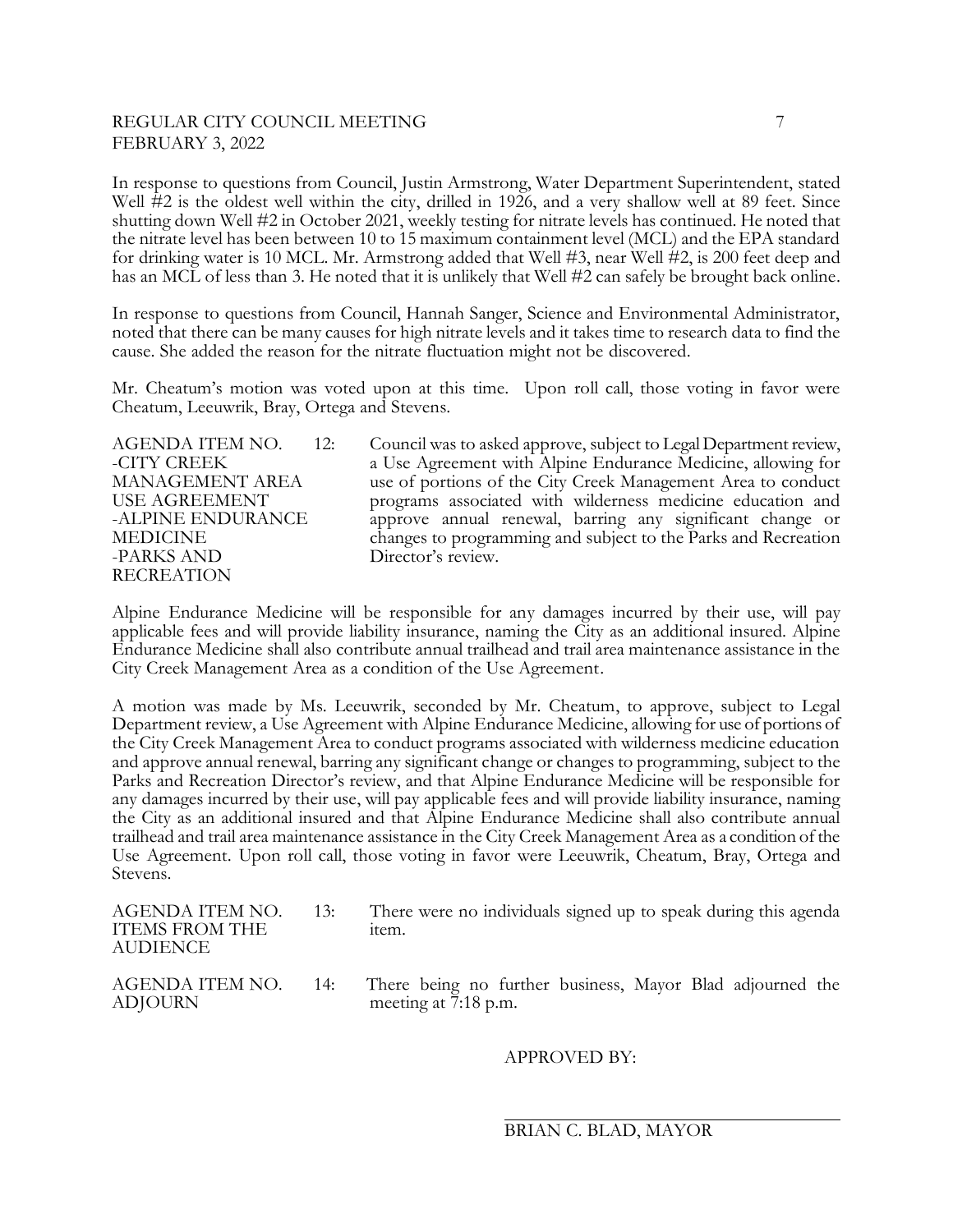In response to questions from Council, Justin Armstrong, Water Department Superintendent, stated Well #2 is the oldest well within the city, drilled in 1926, and a very shallow well at 89 feet. Since shutting down Well #2 in October 2021, weekly testing for nitrate levels has continued. He noted that the nitrate level has been between 10 to 15 maximum containment level (MCL) and the EPA standard for drinking water is 10 MCL. Mr. Armstrong added that Well #3, near Well #2, is 200 feet deep and has an MCL of less than 3. He noted that it is unlikely that Well #2 can safely be brought back online.

In response to questions from Council, Hannah Sanger, Science and Environmental Administrator, noted that there can be many causes for high nitrate levels and it takes time to research data to find the cause. She added the reason for the nitrate fluctuation might not be discovered.

Mr. Cheatum's motion was voted upon at this time. Upon roll call, those voting in favor were Cheatum, Leeuwrik, Bray, Ortega and Stevens.

| | |
|---|---|
| AGENDA ITEM NO. 12:<br>-CITY CREEK MANAGEMENT AREA USE AGREEMENT<br>-ALPINE ENDURANCE MEDICINE<br>-PARKS AND RECREATION | Council was to asked approve, subject to Legal Department review, a Use Agreement with Alpine Endurance Medicine, allowing for use of portions of the City Creek Management Area to conduct programs associated with wilderness medicine education and approve annual renewal, barring any significant change or changes to programming and subject to the Parks and Recreation Director's review. |

Alpine Endurance Medicine will be responsible for any damages incurred by their use, will pay applicable fees and will provide liability insurance, naming the City as an additional insured. Alpine Endurance Medicine shall also contribute annual trailhead and trail area maintenance assistance in the City Creek Management Area as a condition of the Use Agreement.

A motion was made by Ms. Leeuwrik, seconded by Mr. Cheatum, to approve, subject to Legal Department review, a Use Agreement with Alpine Endurance Medicine, allowing for use of portions of the City Creek Management Area to conduct programs associated with wilderness medicine education and approve annual renewal, barring any significant change or changes to programming, subject to the Parks and Recreation Director's review, and that Alpine Endurance Medicine will be responsible for any damages incurred by their use, will pay applicable fees and will provide liability insurance, naming the City as an additional insured and that Alpine Endurance Medicine shall also contribute annual trailhead and trail area maintenance assistance in the City Creek Management Area as a condition of the Use Agreement. Upon roll call, those voting in favor were Leeuwrik, Cheatum, Bray, Ortega and Stevens.

| | |
|---|---|
| AGENDA ITEM NO. 13:<br>ITEMS FROM THE AUDIENCE | There were no individuals signed up to speak during this agenda item. |
| AGENDA ITEM NO. 14:<br>ADJOURN | There being no further business, Mayor Blad adjourned the meeting at 7:18 p.m. |

APPROVED BY:

\_\_\_\_\_\_\_\_\_\_\_\_\_\_\_\_\_\_\_\_\_\_\_\_\_\_\_\_\_\_\_\_\_\_\_\_

BRIAN C. BLAD, MAYOR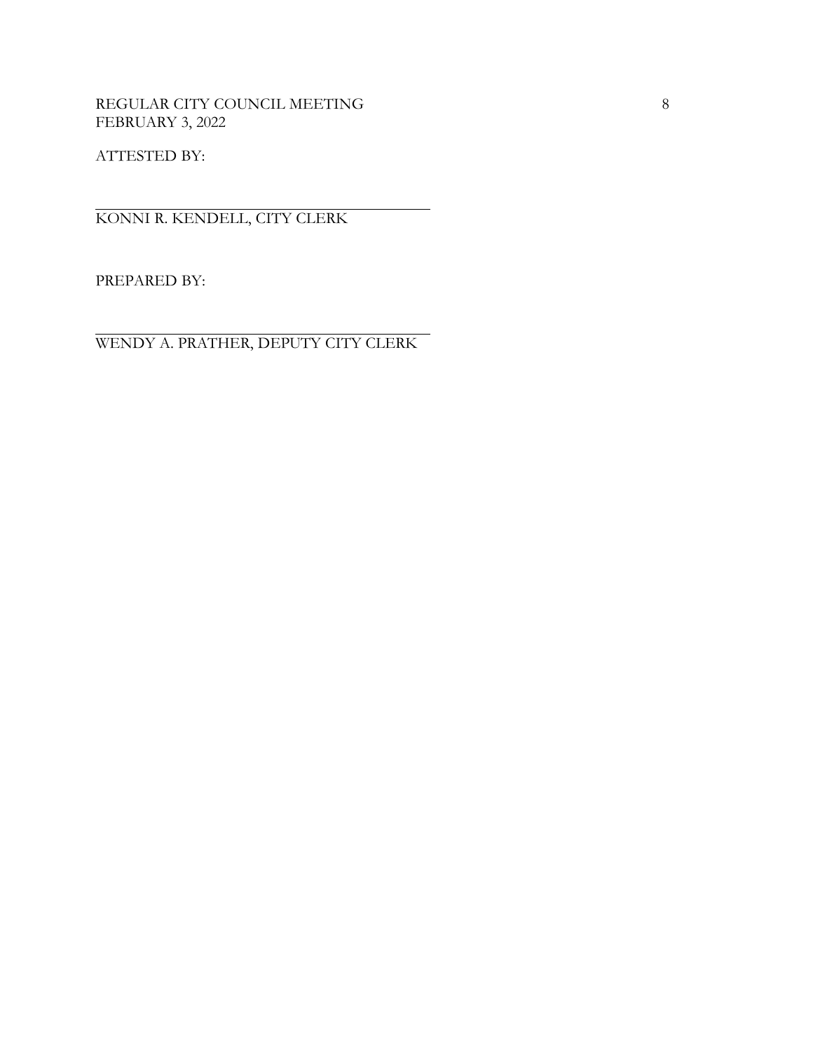ATTESTED BY:

\_\_\_\_\_\_\_\_\_\_\_\_\_\_\_\_\_\_\_\_\_\_\_\_\_\_\_\_\_\_\_\_\_\_\_\_\_\_\_\_

KONNI R. KENDELL, CITY CLERK

PREPARED BY:

\_\_\_\_\_\_\_\_\_\_\_\_\_\_\_\_\_\_\_\_\_\_\_\_\_\_\_\_\_\_\_\_\_\_\_\_\_\_\_\_

WENDY A. PRATHER, DEPUTY CITY CLERK